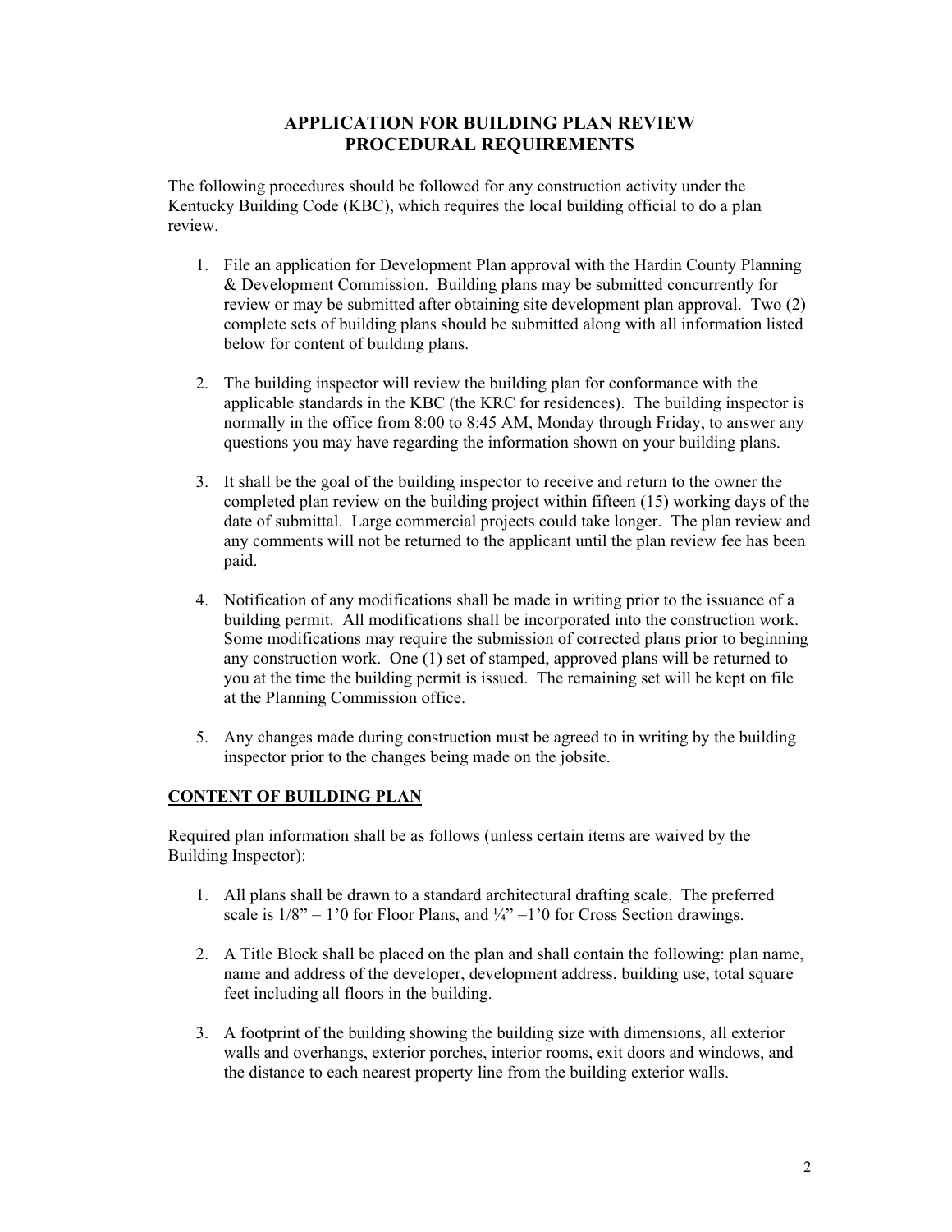# APPLICATION FOR BUILDING PLAN REVIEW
# PROCEDURAL REQUIREMENTS

The following procedures should be followed for any construction activity under the Kentucky Building Code (KBC), which requires the local building official to do a plan review.

1. File an application for Development Plan approval with the Hardin County Planning & Development Commission. Building plans may be submitted concurrently for review or may be submitted after obtaining site development plan approval. Two (2) complete sets of building plans should be submitted along with all information listed below for content of building plans.

2. The building inspector will review the building plan for conformance with the applicable standards in the KBC (the KRC for residences). The building inspector is normally in the office from 8:00 to 8:45 AM, Monday through Friday, to answer any questions you may have regarding the information shown on your building plans.

3. It shall be the goal of the building inspector to receive and return to the owner the completed plan review on the building project within fifteen (15) working days of the date of submittal. Large commercial projects could take longer. The plan review and any comments will not be returned to the applicant until the plan review fee has been paid.

4. Notification of any modifications shall be made in writing prior to the issuance of a building permit. All modifications shall be incorporated into the construction work. Some modifications may require the submission of corrected plans prior to beginning any construction work. One (1) set of stamped, approved plans will be returned to you at the time the building permit is issued. The remaining set will be kept on file at the Planning Commission office.

5. Any changes made during construction must be agreed to in writing by the building inspector prior to the changes being made on the jobsite.

## CONTENT OF BUILDING PLAN

Required plan information shall be as follows (unless certain items are waived by the Building Inspector):

1. All plans shall be drawn to a standard architectural drafting scale. The preferred scale is 1/8" = 1'0 for Floor Plans, and ¼" =1'0 for Cross Section drawings.

2. A Title Block shall be placed on the plan and shall contain the following: plan name, name and address of the developer, development address, building use, total square feet including all floors in the building.

3. A footprint of the building showing the building size with dimensions, all exterior walls and overhangs, exterior porches, interior rooms, exit doors and windows, and the distance to each nearest property line from the building exterior walls.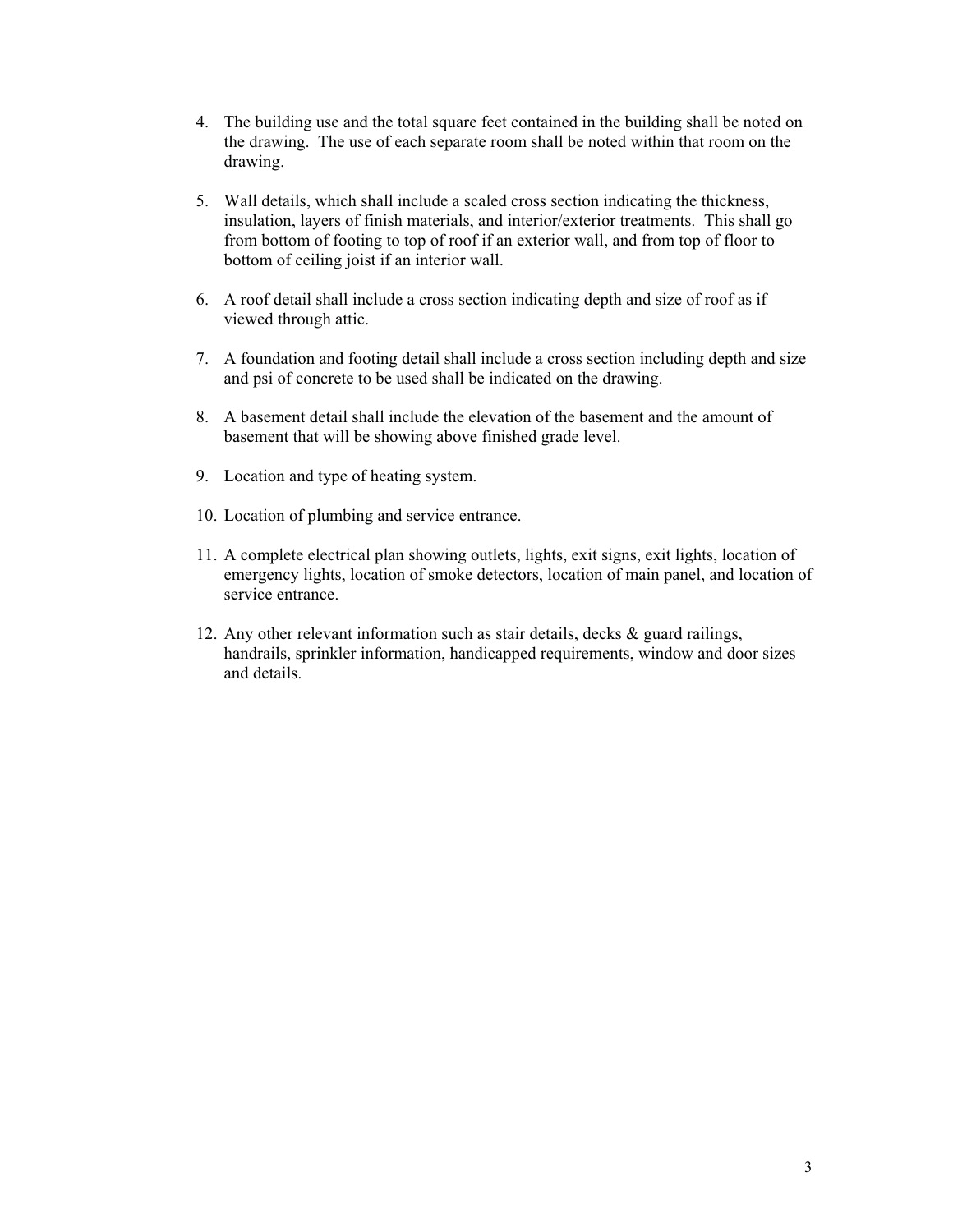4. The building use and the total square feet contained in the building shall be noted on the drawing. The use of each separate room shall be noted within that room on the drawing.

5. Wall details, which shall include a scaled cross section indicating the thickness, insulation, layers of finish materials, and interior/exterior treatments. This shall go from bottom of footing to top of roof if an exterior wall, and from top of floor to bottom of ceiling joist if an interior wall.

6. A roof detail shall include a cross section indicating depth and size of roof as if viewed through attic.

7. A foundation and footing detail shall include a cross section including depth and size and psi of concrete to be used shall be indicated on the drawing.

8. A basement detail shall include the elevation of the basement and the amount of basement that will be showing above finished grade level.

9. Location and type of heating system.

10. Location of plumbing and service entrance.

11. A complete electrical plan showing outlets, lights, exit signs, exit lights, location of emergency lights, location of smoke detectors, location of main panel, and location of service entrance.

12. Any other relevant information such as stair details, decks & guard railings, handrails, sprinkler information, handicapped requirements, window and door sizes and details.